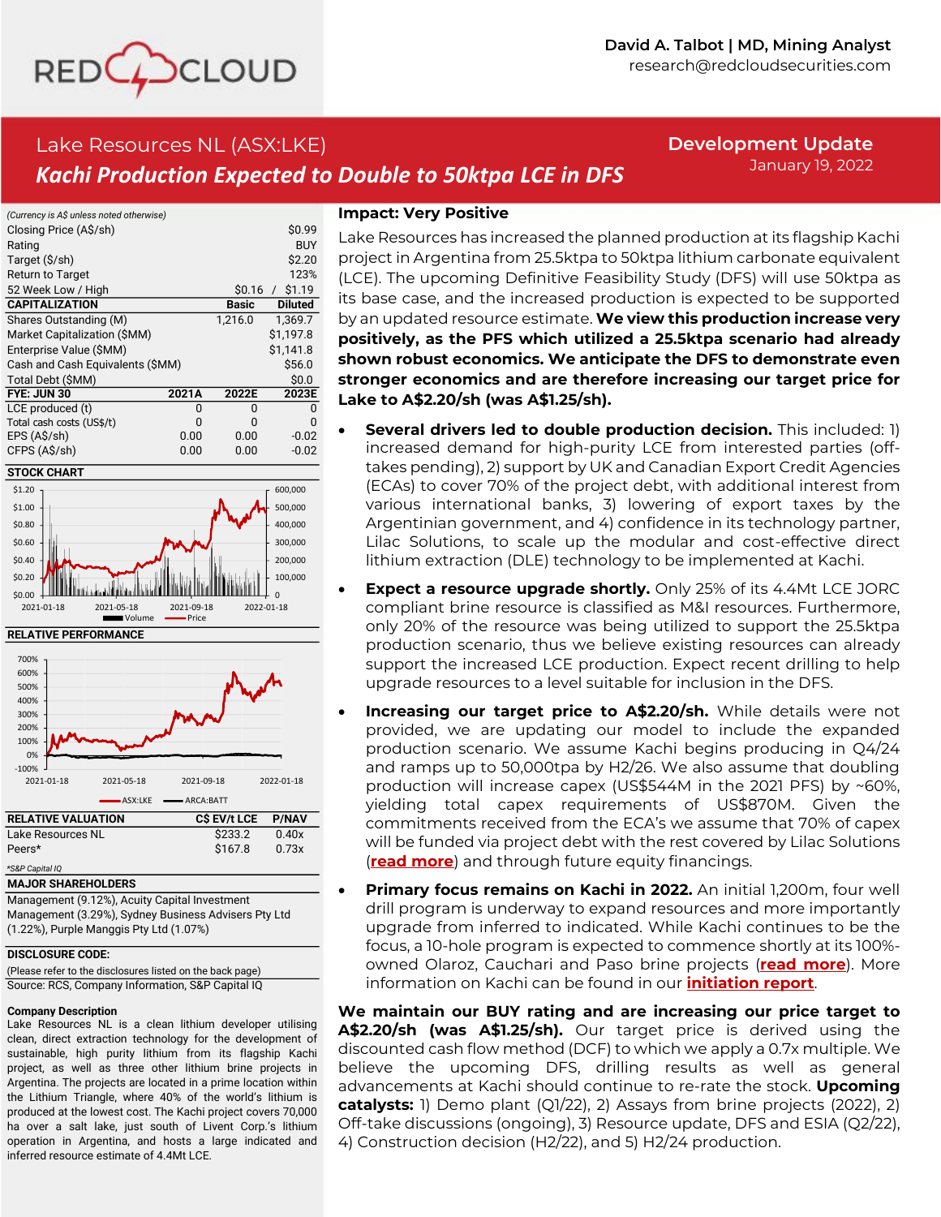David A. Talbot | MD, Mining Analyst
research@redcloudsecurities.com

# Lake Resources NL (ASX:LKE)

## Kachi Production Expected to Double to 50ktpa LCE in DFS

**Development Update**
January 19, 2022

*(Currency is A$ unless noted otherwise)*

| | | |
|---|---|---|
| Closing Price (A$/sh) | | $0.99 |
| Rating | | BUY |
| Target ($/sh) | | $2.20 |
| Return to Target | | 123% |
| 52 Week Low / High | | $0.16 / $1.19 |

| CAPITALIZATION | Basic | Diluted |
|---|---|---|
| Shares Outstanding (M) | 1,216.0 | 1,369.7 |
| Market Capitalization ($MM) | | $1,197.8 |
| Enterprise Value ($MM) | | $1,141.8 |
| Cash and Cash Equivalents ($MM) | | $56.0 |
| Total Debt ($MM) | | $0.0 |

| FYE: JUN 30 | 2021A | 2022E | 2023E |
|---|---|---|---|
| LCE produced (t) | 0 | 0 | 0 |
| Total cash costs (US$/t) | 0 | 0 | 0 |
| EPS (A$/sh) | 0.00 | 0.00 | -0.02 |
| CFPS (A$/sh) | 0.00 | 0.00 | -0.02 |

**STOCK CHART**

**RELATIVE PERFORMANCE**

| RELATIVE VALUATION | C$ EV/t LCE | P/NAV |
|---|---|---|
| Lake Resources NL | $233.2 | 0.40x |
| Peers* | $167.8 | 0.73x |

*\*S&P Capital IQ*

**MAJOR SHAREHOLDERS**

Management (9.12%), Acuity Capital Investment Management (3.29%), Sydney Business Advisers Pty Ltd (1.22%), Purple Manggis Pty Ltd (1.07%)

**DISCLOSURE CODE:**

(Please refer to the disclosures listed on the back page)
Source: RCS, Company Information, S&P Capital IQ

**Company Description**

Lake Resources NL is a clean lithium developer utilising clean, direct extraction technology for the development of sustainable, high purity lithium from its flagship Kachi project, as well as three other lithium brine projects in Argentina. The projects are located in a prime location within the Lithium Triangle, where 40% of the world's lithium is produced at the lowest cost. The Kachi project covers 70,000 ha over a salt lake, just south of Livent Corp.'s lithium operation in Argentina, and hosts a large indicated and inferred resource estimate of 4.4Mt LCE.

**Impact: Very Positive**

Lake Resources has increased the planned production at its flagship Kachi project in Argentina from 25.5ktpa to 50ktpa lithium carbonate equivalent (LCE). The upcoming Definitive Feasibility Study (DFS) will use 50ktpa as its base case, and the increased production is expected to be supported by an updated resource estimate. **We view this production increase very positively, as the PFS which utilized a 25.5ktpa scenario had already shown robust economics. We anticipate the DFS to demonstrate even stronger economics and are therefore increasing our target price for Lake to A$2.20/sh (was A$1.25/sh).**

- **Several drivers led to double production decision.** This included: 1) increased demand for high-purity LCE from interested parties (off-takes pending), 2) support by UK and Canadian Export Credit Agencies (ECAs) to cover 70% of the project debt, with additional interest from various international banks, 3) lowering of export taxes by the Argentinian government, and 4) confidence in its technology partner, Lilac Solutions, to scale up the modular and cost-effective direct lithium extraction (DLE) technology to be implemented at Kachi.
- **Expect a resource upgrade shortly.** Only 25% of its 4.4Mt LCE JORC compliant brine resource is classified as M&I resources. Furthermore, only 20% of the resource was being utilized to support the 25.5ktpa production scenario, thus we believe existing resources can already support the increased LCE production. Expect recent drilling to help upgrade resources to a level suitable for inclusion in the DFS.
- **Increasing our target price to A$2.20/sh.** While details were not provided, we are updating our model to include the expanded production scenario. We assume Kachi begins producing in Q4/24 and ramps up to 50,000tpa by H2/26. We also assume that doubling production will increase capex (US$544M in the 2021 PFS) by ~60%, yielding total capex requirements of US$870M. Given the commitments received from the ECA's we assume that 70% of capex will be funded via project debt with the rest covered by Lilac Solutions (read more) and through future equity financings.
- **Primary focus remains on Kachi in 2022.** An initial 1,200m, four well drill program is underway to expand resources and more importantly upgrade from inferred to indicated. While Kachi continues to be the focus, a 10-hole program is expected to commence shortly at its 100%-owned Olaroz, Cauchari and Paso brine projects (read more). More information on Kachi can be found in our initiation report.

**We maintain our BUY rating and are increasing our price target to A$2.20/sh (was A$1.25/sh).** Our target price is derived using the discounted cash flow method (DCF) to which we apply a 0.7x multiple. We believe the upcoming DFS, drilling results as well as general advancements at Kachi should continue to re-rate the stock. **Upcoming catalysts:** 1) Demo plant (Q1/22), 2) Assays from brine projects (2022), 2) Off-take discussions (ongoing), 3) Resource update, DFS and ESIA (Q2/22), 4) Construction decision (H2/22), and 5) H2/24 production.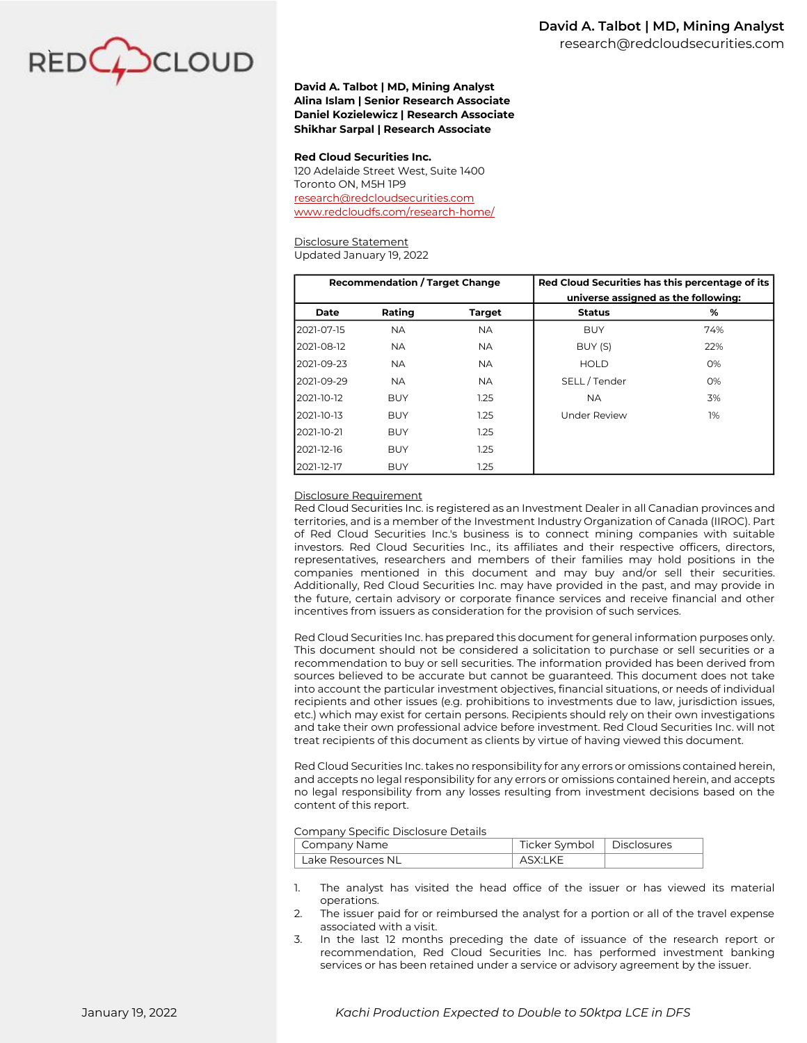**David A. Talbot | MD, Mining Analyst**
**Alina Islam | Senior Research Associate**
**Daniel Kozielewicz | Research Associate**
**Shikhar Sarpal | Research Associate**

**Red Cloud Securities Inc.**
120 Adelaide Street West, Suite 1400
Toronto ON, M5H 1P9
research@redcloudsecurities.com
www.redcloudfs.com/research-home/

Disclosure Statement
Updated January 19, 2022

| Recommendation / Target Change | | | Red Cloud Securities has this percentage of its universe assigned as the following: | |
|---|---|---|---|---|
| **Date** | **Rating** | **Target** | **Status** | **%** |
| 2021-07-15 | NA | NA | BUY | 74% |
| 2021-08-12 | NA | NA | BUY (S) | 22% |
| 2021-09-23 | NA | NA | HOLD | 0% |
| 2021-09-29 | NA | NA | SELL / Tender | 0% |
| 2021-10-12 | BUY | 1.25 | NA | 3% |
| 2021-10-13 | BUY | 1.25 | Under Review | 1% |
| 2021-10-21 | BUY | 1.25 | | |
| 2021-12-16 | BUY | 1.25 | | |
| 2021-12-17 | BUY | 1.25 | | |

Disclosure Requirement
Red Cloud Securities Inc. is registered as an Investment Dealer in all Canadian provinces and territories, and is a member of the Investment Industry Organization of Canada (IIROC). Part of Red Cloud Securities Inc.'s business is to connect mining companies with suitable investors. Red Cloud Securities Inc., its affiliates and their respective officers, directors, representatives, researchers and members of their families may hold positions in the companies mentioned in this document and may buy and/or sell their securities. Additionally, Red Cloud Securities Inc. may have provided in the past, and may provide in the future, certain advisory or corporate finance services and receive financial and other incentives from issuers as consideration for the provision of such services.

Red Cloud Securities Inc. has prepared this document for general information purposes only. This document should not be considered a solicitation to purchase or sell securities or a recommendation to buy or sell securities. The information provided has been derived from sources believed to be accurate but cannot be guaranteed. This document does not take into account the particular investment objectives, financial situations, or needs of individual recipients and other issues (e.g. prohibitions to investments due to law, jurisdiction issues, etc.) which may exist for certain persons. Recipients should rely on their own investigations and take their own professional advice before investment. Red Cloud Securities Inc. will not treat recipients of this document as clients by virtue of having viewed this document.

Red Cloud Securities Inc. takes no responsibility for any errors or omissions contained herein, and accepts no legal responsibility for any errors or omissions contained herein, and accepts no legal responsibility from any losses resulting from investment decisions based on the content of this report.

Company Specific Disclosure Details

| Company Name | Ticker Symbol | Disclosures |
|---|---|---|
| Lake Resources NL | ASX:LKE | |

1. The analyst has visited the head office of the issuer or has viewed its material operations.
2. The issuer paid for or reimbursed the analyst for a portion or all of the travel expense associated with a visit.
3. In the last 12 months preceding the date of issuance of the research report or recommendation, Red Cloud Securities Inc. has performed investment banking services or has been retained under a service or advisory agreement by the issuer.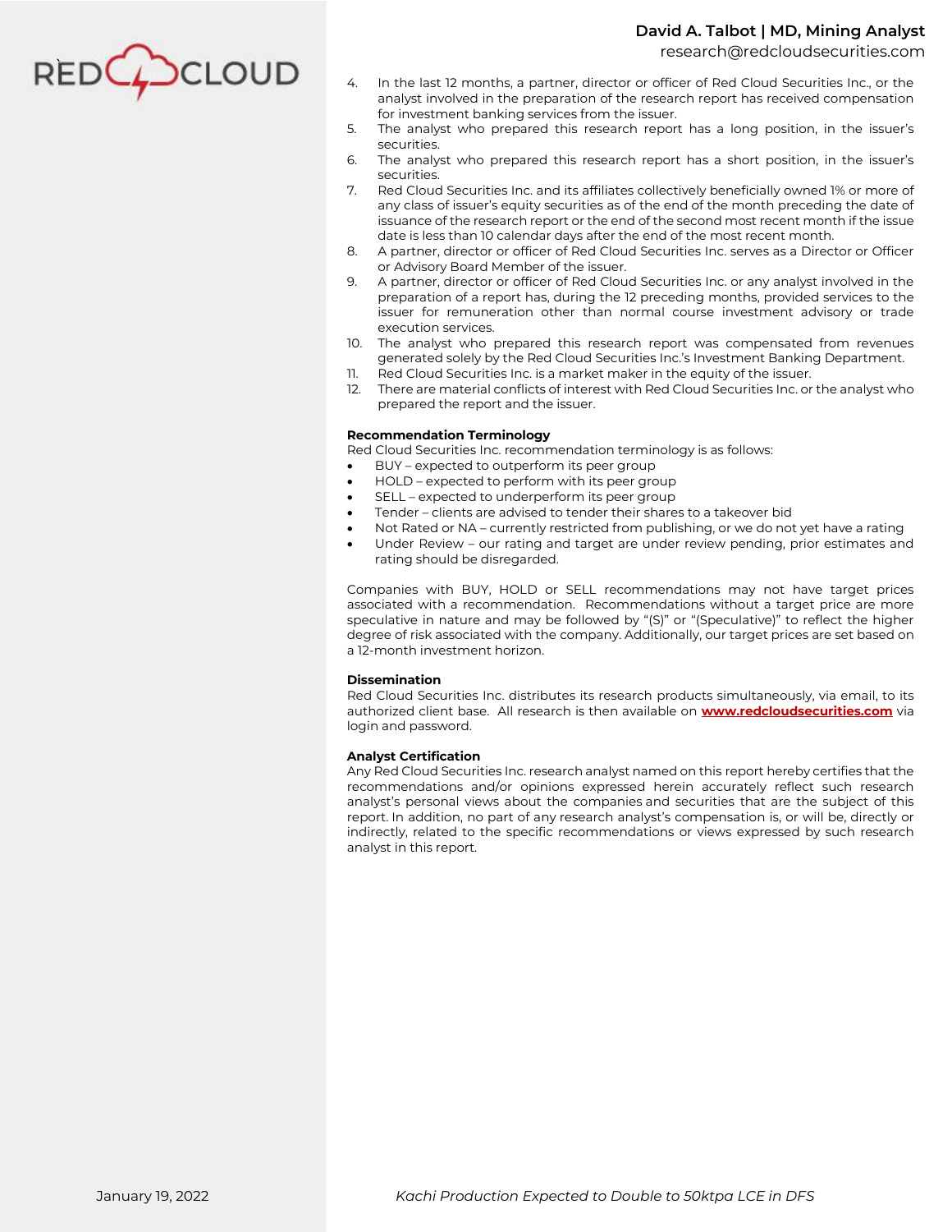4. In the last 12 months, a partner, director or officer of Red Cloud Securities Inc., or the analyst involved in the preparation of the research report has received compensation for investment banking services from the issuer.
5. The analyst who prepared this research report has a long position, in the issuer's securities.
6. The analyst who prepared this research report has a short position, in the issuer's securities.
7. Red Cloud Securities Inc. and its affiliates collectively beneficially owned 1% or more of any class of issuer's equity securities as of the end of the month preceding the date of issuance of the research report or the end of the second most recent month if the issue date is less than 10 calendar days after the end of the most recent month.
8. A partner, director or officer of Red Cloud Securities Inc. serves as a Director or Officer or Advisory Board Member of the issuer.
9. A partner, director or officer of Red Cloud Securities Inc. or any analyst involved in the preparation of a report has, during the 12 preceding months, provided services to the issuer for remuneration other than normal course investment advisory or trade execution services.
10. The analyst who prepared this research report was compensated from revenues generated solely by the Red Cloud Securities Inc.'s Investment Banking Department.
11. Red Cloud Securities Inc. is a market maker in the equity of the issuer.
12. There are material conflicts of interest with Red Cloud Securities Inc. or the analyst who prepared the report and the issuer.

**Recommendation Terminology**

Red Cloud Securities Inc. recommendation terminology is as follows:

- BUY – expected to outperform its peer group
- HOLD – expected to perform with its peer group
- SELL – expected to underperform its peer group
- Tender – clients are advised to tender their shares to a takeover bid
- Not Rated or NA – currently restricted from publishing, or we do not yet have a rating
- Under Review – our rating and target are under review pending, prior estimates and rating should be disregarded.

Companies with BUY, HOLD or SELL recommendations may not have target prices associated with a recommendation. Recommendations without a target price are more speculative in nature and may be followed by "(S)" or "(Speculative)" to reflect the higher degree of risk associated with the company. Additionally, our target prices are set based on a 12-month investment horizon.

**Dissemination**

Red Cloud Securities Inc. distributes its research products simultaneously, via email, to its authorized client base. All research is then available on **www.redcloudsecurities.com** via login and password.

**Analyst Certification**

Any Red Cloud Securities Inc. research analyst named on this report hereby certifies that the recommendations and/or opinions expressed herein accurately reflect such research analyst's personal views about the companies and securities that are the subject of this report. In addition, no part of any research analyst's compensation is, or will be, directly or indirectly, related to the specific recommendations or views expressed by such research analyst in this report.